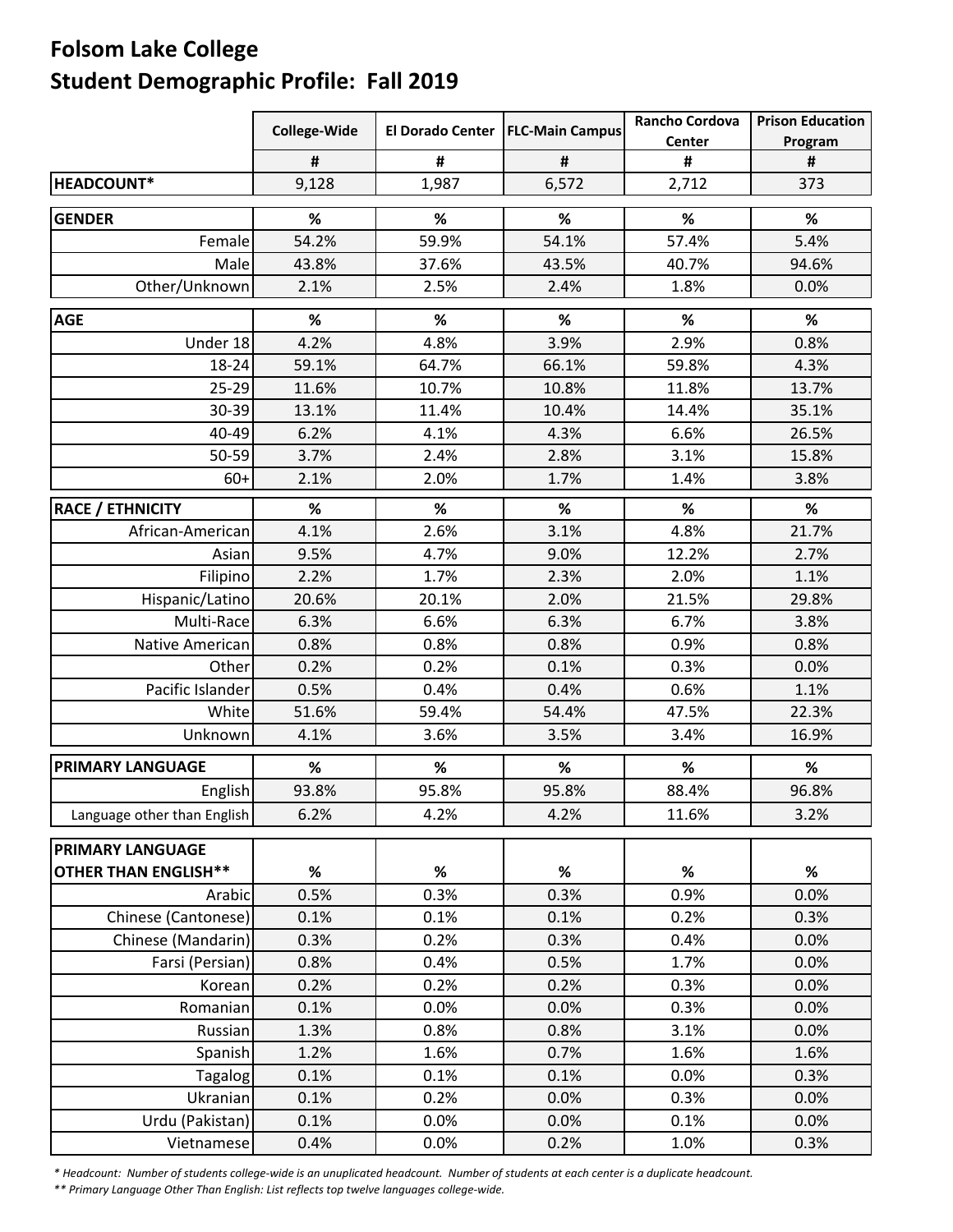# Folsom Lake College
## Student Demographic Profile: Fall 2019

| | College-Wide | El Dorado Center | FLC-Main Campus | Rancho Cordova Center | Prison Education Program |
|---|---|---|---|---|---|
| | # | # | # | # | # |
| **HEADCOUNT*** | 9,128 | 1,987 | 6,572 | 2,712 | 373 |
| **GENDER** | % | % | % | % | % |
| Female | 54.2% | 59.9% | 54.1% | 57.4% | 5.4% |
| Male | 43.8% | 37.6% | 43.5% | 40.7% | 94.6% |
| Other/Unknown | 2.1% | 2.5% | 2.4% | 1.8% | 0.0% |
| **AGE** | % | % | % | % | % |
| Under 18 | 4.2% | 4.8% | 3.9% | 2.9% | 0.8% |
| 18-24 | 59.1% | 64.7% | 66.1% | 59.8% | 4.3% |
| 25-29 | 11.6% | 10.7% | 10.8% | 11.8% | 13.7% |
| 30-39 | 13.1% | 11.4% | 10.4% | 14.4% | 35.1% |
| 40-49 | 6.2% | 4.1% | 4.3% | 6.6% | 26.5% |
| 50-59 | 3.7% | 2.4% | 2.8% | 3.1% | 15.8% |
| 60+ | 2.1% | 2.0% | 1.7% | 1.4% | 3.8% |
| **RACE / ETHNICITY** | % | % | % | % | % |
| African-American | 4.1% | 2.6% | 3.1% | 4.8% | 21.7% |
| Asian | 9.5% | 4.7% | 9.0% | 12.2% | 2.7% |
| Filipino | 2.2% | 1.7% | 2.3% | 2.0% | 1.1% |
| Hispanic/Latino | 20.6% | 20.1% | 2.0% | 21.5% | 29.8% |
| Multi-Race | 6.3% | 6.6% | 6.3% | 6.7% | 3.8% |
| Native American | 0.8% | 0.8% | 0.8% | 0.9% | 0.8% |
| Other | 0.2% | 0.2% | 0.1% | 0.3% | 0.0% |
| Pacific Islander | 0.5% | 0.4% | 0.4% | 0.6% | 1.1% |
| White | 51.6% | 59.4% | 54.4% | 47.5% | 22.3% |
| Unknown | 4.1% | 3.6% | 3.5% | 3.4% | 16.9% |
| **PRIMARY LANGUAGE** | % | % | % | % | % |
| English | 93.8% | 95.8% | 95.8% | 88.4% | 96.8% |
| Language other than English | 6.2% | 4.2% | 4.2% | 11.6% | 3.2% |
| **PRIMARY LANGUAGE OTHER THAN ENGLISH**** | % | % | % | % | % |
| Arabic | 0.5% | 0.3% | 0.3% | 0.9% | 0.0% |
| Chinese (Cantonese) | 0.1% | 0.1% | 0.1% | 0.2% | 0.3% |
| Chinese (Mandarin) | 0.3% | 0.2% | 0.3% | 0.4% | 0.0% |
| Farsi (Persian) | 0.8% | 0.4% | 0.5% | 1.7% | 0.0% |
| Korean | 0.2% | 0.2% | 0.2% | 0.3% | 0.0% |
| Romanian | 0.1% | 0.0% | 0.0% | 0.3% | 0.0% |
| Russian | 1.3% | 0.8% | 0.8% | 3.1% | 0.0% |
| Spanish | 1.2% | 1.6% | 0.7% | 1.6% | 1.6% |
| Tagalog | 0.1% | 0.1% | 0.1% | 0.0% | 0.3% |
| Ukranian | 0.1% | 0.2% | 0.0% | 0.3% | 0.0% |
| Urdu (Pakistan) | 0.1% | 0.0% | 0.0% | 0.1% | 0.0% |
| Vietnamese | 0.4% | 0.0% | 0.2% | 1.0% | 0.3% |

*\* Headcount: Number of students college-wide is an unplicated headcount. Number of students at each center is a duplicate headcount.*

*\*\* Primary Language Other Than English: List reflects top twelve languages college-wide.*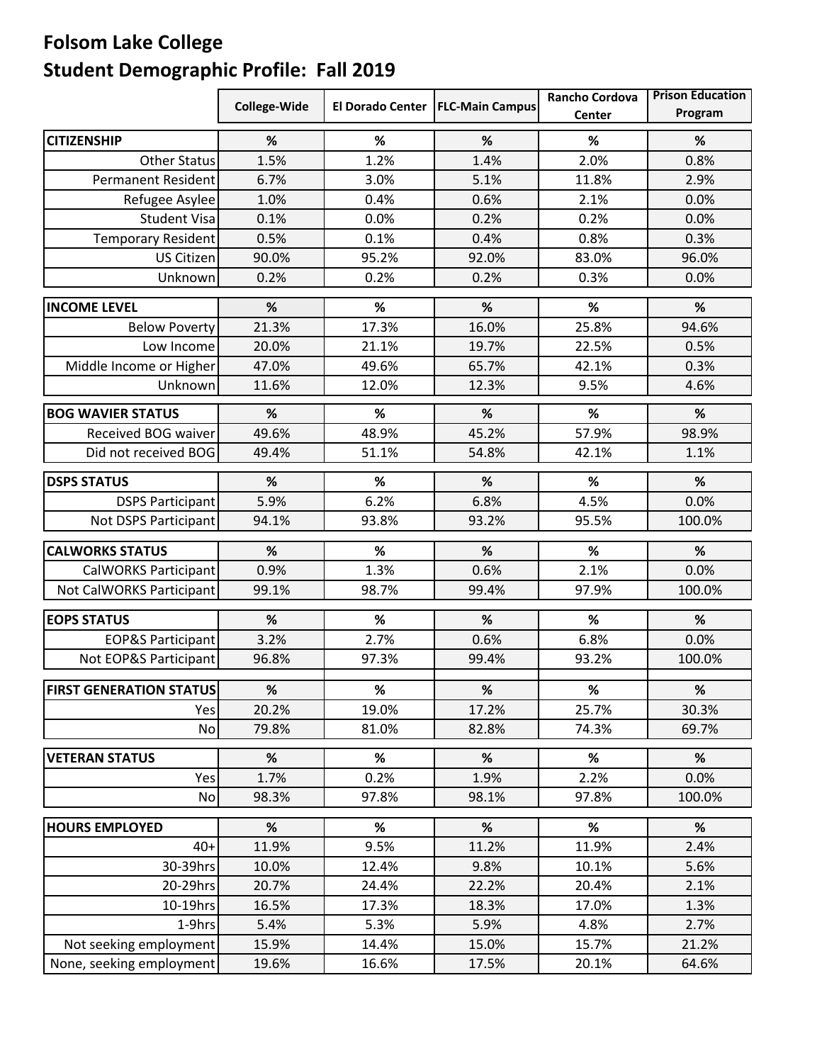# Folsom Lake College
## Student Demographic Profile: Fall 2019

| | College-Wide | El Dorado Center | FLC-Main Campus | Rancho Cordova Center | Prison Education Program |
|---|---|---|---|---|---|
| **CITIZENSHIP** | % | % | % | % | % |
| Other Status | 1.5% | 1.2% | 1.4% | 2.0% | 0.8% |
| Permanent Resident | 6.7% | 3.0% | 5.1% | 11.8% | 2.9% |
| Refugee Asylee | 1.0% | 0.4% | 0.6% | 2.1% | 0.0% |
| Student Visa | 0.1% | 0.0% | 0.2% | 0.2% | 0.0% |
| Temporary Resident | 0.5% | 0.1% | 0.4% | 0.8% | 0.3% |
| US Citizen | 90.0% | 95.2% | 92.0% | 83.0% | 96.0% |
| Unknown | 0.2% | 0.2% | 0.2% | 0.3% | 0.0% |
| **INCOME LEVEL** | % | % | % | % | % |
| Below Poverty | 21.3% | 17.3% | 16.0% | 25.8% | 94.6% |
| Low Income | 20.0% | 21.1% | 19.7% | 22.5% | 0.5% |
| Middle Income or Higher | 47.0% | 49.6% | 65.7% | 42.1% | 0.3% |
| Unknown | 11.6% | 12.0% | 12.3% | 9.5% | 4.6% |
| **BOG WAVIER STATUS** | % | % | % | % | % |
| Received BOG waiver | 49.6% | 48.9% | 45.2% | 57.9% | 98.9% |
| Did not received BOG | 49.4% | 51.1% | 54.8% | 42.1% | 1.1% |
| **DSPS STATUS** | % | % | % | % | % |
| DSPS Participant | 5.9% | 6.2% | 6.8% | 4.5% | 0.0% |
| Not DSPS Participant | 94.1% | 93.8% | 93.2% | 95.5% | 100.0% |
| **CALWORKS STATUS** | % | % | % | % | % |
| CalWORKS Participant | 0.9% | 1.3% | 0.6% | 2.1% | 0.0% |
| Not CalWORKS Participant | 99.1% | 98.7% | 99.4% | 97.9% | 100.0% |
| **EOPS STATUS** | % | % | % | % | % |
| EOP&S Participant | 3.2% | 2.7% | 0.6% | 6.8% | 0.0% |
| Not EOP&S Participant | 96.8% | 97.3% | 99.4% | 93.2% | 100.0% |
| **FIRST GENERATION STATUS** | % | % | % | % | % |
| Yes | 20.2% | 19.0% | 17.2% | 25.7% | 30.3% |
| No | 79.8% | 81.0% | 82.8% | 74.3% | 69.7% |
| **VETERAN STATUS** | % | % | % | % | % |
| Yes | 1.7% | 0.2% | 1.9% | 2.2% | 0.0% |
| No | 98.3% | 97.8% | 98.1% | 97.8% | 100.0% |
| **HOURS EMPLOYED** | % | % | % | % | % |
| 40+ | 11.9% | 9.5% | 11.2% | 11.9% | 2.4% |
| 30-39hrs | 10.0% | 12.4% | 9.8% | 10.1% | 5.6% |
| 20-29hrs | 20.7% | 24.4% | 22.2% | 20.4% | 2.1% |
| 10-19hrs | 16.5% | 17.3% | 18.3% | 17.0% | 1.3% |
| 1-9hrs | 5.4% | 5.3% | 5.9% | 4.8% | 2.7% |
| Not seeking employment | 15.9% | 14.4% | 15.0% | 15.7% | 21.2% |
| None, seeking employment | 19.6% | 16.6% | 17.5% | 20.1% | 64.6% |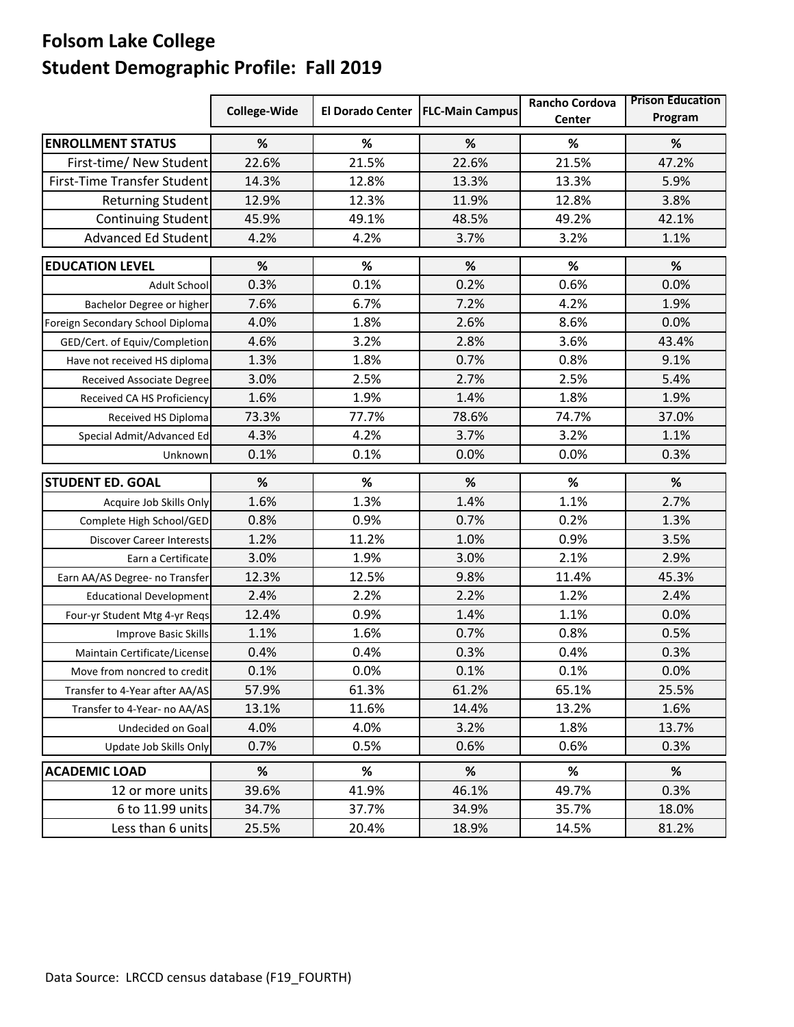# Folsom Lake College
## Student Demographic Profile: Fall 2019

| | College-Wide | El Dorado Center | FLC-Main Campus | Rancho Cordova Center | Prison Education Program |
|---|---|---|---|---|---|
| **ENROLLMENT STATUS** | **%** | **%** | **%** | **%** | **%** |
| First-time/ New Student | 22.6% | 21.5% | 22.6% | 21.5% | 47.2% |
| First-Time Transfer Student | 14.3% | 12.8% | 13.3% | 13.3% | 5.9% |
| Returning Student | 12.9% | 12.3% | 11.9% | 12.8% | 3.8% |
| Continuing Student | 45.9% | 49.1% | 48.5% | 49.2% | 42.1% |
| Advanced Ed Student | 4.2% | 4.2% | 3.7% | 3.2% | 1.1% |
| **EDUCATION LEVEL** | **%** | **%** | **%** | **%** | **%** |
| Adult School | 0.3% | 0.1% | 0.2% | 0.6% | 0.0% |
| Bachelor Degree or higher | 7.6% | 6.7% | 7.2% | 4.2% | 1.9% |
| Foreign Secondary School Diploma | 4.0% | 1.8% | 2.6% | 8.6% | 0.0% |
| GED/Cert. of Equiv/Completion | 4.6% | 3.2% | 2.8% | 3.6% | 43.4% |
| Have not received HS diploma | 1.3% | 1.8% | 0.7% | 0.8% | 9.1% |
| Received Associate Degree | 3.0% | 2.5% | 2.7% | 2.5% | 5.4% |
| Received CA HS Proficiency | 1.6% | 1.9% | 1.4% | 1.8% | 1.9% |
| Received HS Diploma | 73.3% | 77.7% | 78.6% | 74.7% | 37.0% |
| Special Admit/Advanced Ed | 4.3% | 4.2% | 3.7% | 3.2% | 1.1% |
| Unknown | 0.1% | 0.1% | 0.0% | 0.0% | 0.3% |
| **STUDENT ED. GOAL** | **%** | **%** | **%** | **%** | **%** |
| Acquire Job Skills Only | 1.6% | 1.3% | 1.4% | 1.1% | 2.7% |
| Complete High School/GED | 0.8% | 0.9% | 0.7% | 0.2% | 1.3% |
| Discover Career Interests | 1.2% | 11.2% | 1.0% | 0.9% | 3.5% |
| Earn a Certificate | 3.0% | 1.9% | 3.0% | 2.1% | 2.9% |
| Earn AA/AS Degree- no Transfer | 12.3% | 12.5% | 9.8% | 11.4% | 45.3% |
| Educational Development | 2.4% | 2.2% | 2.2% | 1.2% | 2.4% |
| Four-yr Student Mtg 4-yr Reqs | 12.4% | 0.9% | 1.4% | 1.1% | 0.0% |
| Improve Basic Skills | 1.1% | 1.6% | 0.7% | 0.8% | 0.5% |
| Maintain Certificate/License | 0.4% | 0.4% | 0.3% | 0.4% | 0.3% |
| Move from noncred to credit | 0.1% | 0.0% | 0.1% | 0.1% | 0.0% |
| Transfer to 4-Year after AA/AS | 57.9% | 61.3% | 61.2% | 65.1% | 25.5% |
| Transfer to 4-Year- no AA/AS | 13.1% | 11.6% | 14.4% | 13.2% | 1.6% |
| Undecided on Goal | 4.0% | 4.0% | 3.2% | 1.8% | 13.7% |
| Update Job Skills Only | 0.7% | 0.5% | 0.6% | 0.6% | 0.3% |
| **ACADEMIC LOAD** | **%** | **%** | **%** | **%** | **%** |
| 12 or more units | 39.6% | 41.9% | 46.1% | 49.7% | 0.3% |
| 6 to 11.99 units | 34.7% | 37.7% | 34.9% | 35.7% | 18.0% |
| Less than 6 units | 25.5% | 20.4% | 18.9% | 14.5% | 81.2% |

Data Source: LRCCD census database (F19_FOURTH)